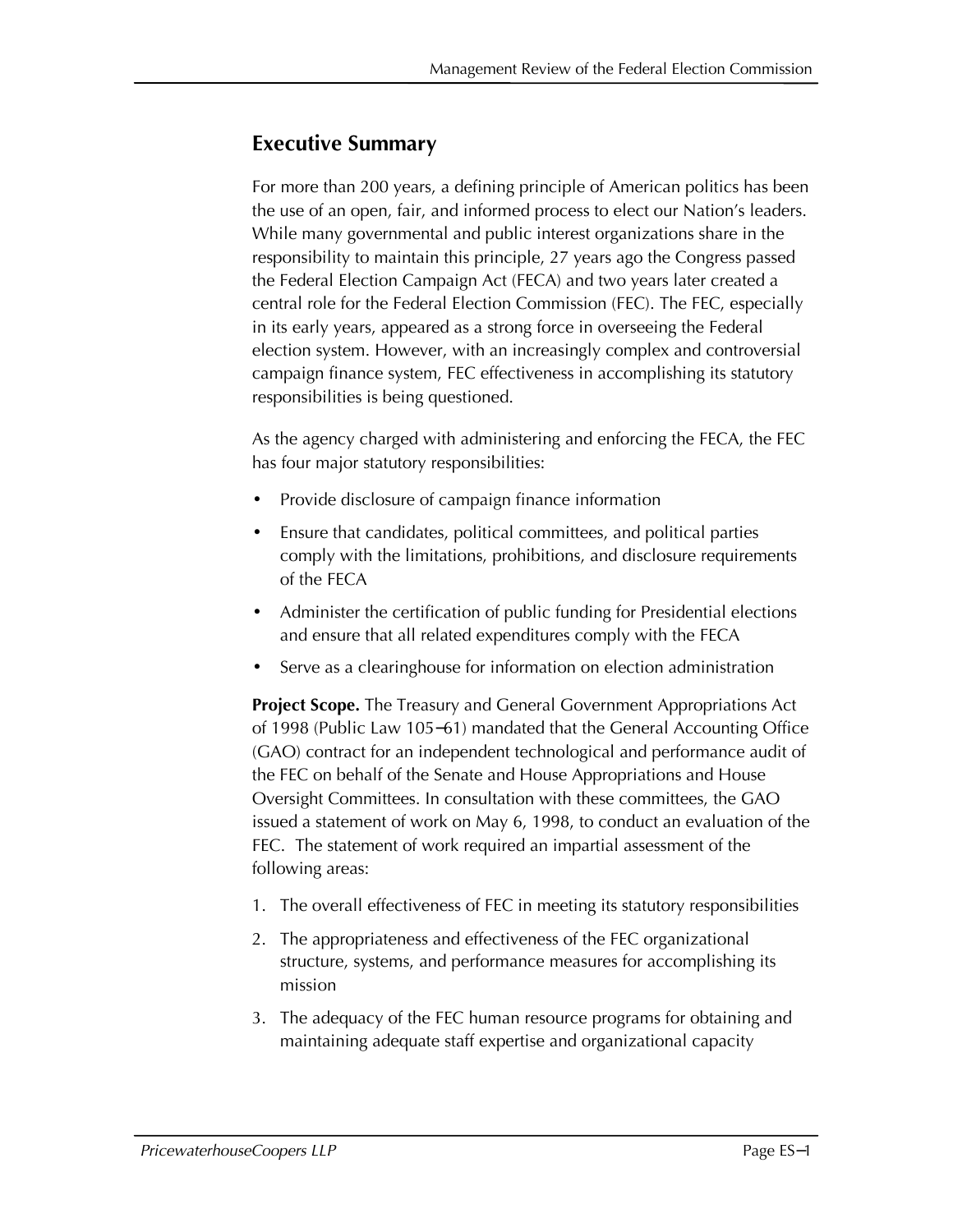## Executive Summary

For more than 200 years, a defining principle of American politics has been the use of an open, fair, and informed process to elect our Nation's leaders. While many governmental and public interest organizations share in the responsibility to maintain this principle, 27 years ago the Congress passed the Federal Election Campaign Act (FECA) and two years later created a central role for the Federal Election Commission (FEC). The FEC, especially in its early years, appeared as a strong force in overseeing the Federal election system. However, with an increasingly complex and controversial campaign finance system, FEC effectiveness in accomplishing its statutory responsibilities is being questioned.

As the agency charged with administering and enforcing the FECA, the FEC has four major statutory responsibilities:

- Provide disclosure of campaign finance information
- Ensure that candidates, political committees, and political parties comply with the limitations, prohibitions, and disclosure requirements of the FECA
- Administer the certification of public funding for Presidential elections and ensure that all related expenditures comply with the FECA
- Serve as a clearinghouse for information on election administration

**Project Scope.** The Treasury and General Government Appropriations Act of 1998 (Public Law 105–61) mandated that the General Accounting Office (GAO) contract for an independent technological and performance audit of the FEC on behalf of the Senate and House Appropriations and House Oversight Committees. In consultation with these committees, the GAO issued a statement of work on May 6, 1998, to conduct an evaluation of the FEC. The statement of work required an impartial assessment of the following areas:

1. The overall effectiveness of FEC in meeting its statutory responsibilities
2. The appropriateness and effectiveness of the FEC organizational structure, systems, and performance measures for accomplishing its mission
3. The adequacy of the FEC human resource programs for obtaining and maintaining adequate staff expertise and organizational capacity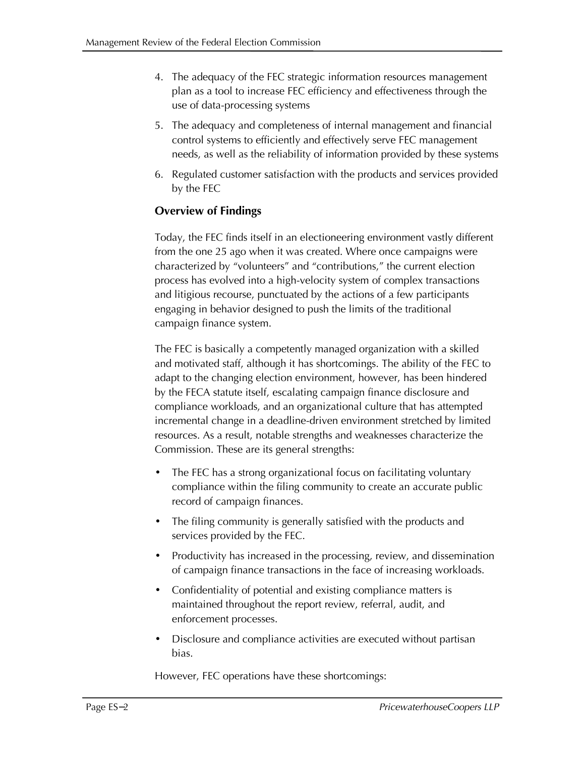4. The adequacy of the FEC strategic information resources management plan as a tool to increase FEC efficiency and effectiveness through the use of data-processing systems
5. The adequacy and completeness of internal management and financial control systems to efficiently and effectively serve FEC management needs, as well as the reliability of information provided by these systems
6. Regulated customer satisfaction with the products and services provided by the FEC

### Overview of Findings

Today, the FEC finds itself in an electioneering environment vastly different from the one 25 ago when it was created. Where once campaigns were characterized by "volunteers" and "contributions," the current election process has evolved into a high-velocity system of complex transactions and litigious recourse, punctuated by the actions of a few participants engaging in behavior designed to push the limits of the traditional campaign finance system.

The FEC is basically a competently managed organization with a skilled and motivated staff, although it has shortcomings. The ability of the FEC to adapt to the changing election environment, however, has been hindered by the FECA statute itself, escalating campaign finance disclosure and compliance workloads, and an organizational culture that has attempted incremental change in a deadline-driven environment stretched by limited resources. As a result, notable strengths and weaknesses characterize the Commission. These are its general strengths:

- The FEC has a strong organizational focus on facilitating voluntary compliance within the filing community to create an accurate public record of campaign finances.
- The filing community is generally satisfied with the products and services provided by the FEC.
- Productivity has increased in the processing, review, and dissemination of campaign finance transactions in the face of increasing workloads.
- Confidentiality of potential and existing compliance matters is maintained throughout the report review, referral, audit, and enforcement processes.
- Disclosure and compliance activities are executed without partisan bias.

However, FEC operations have these shortcomings: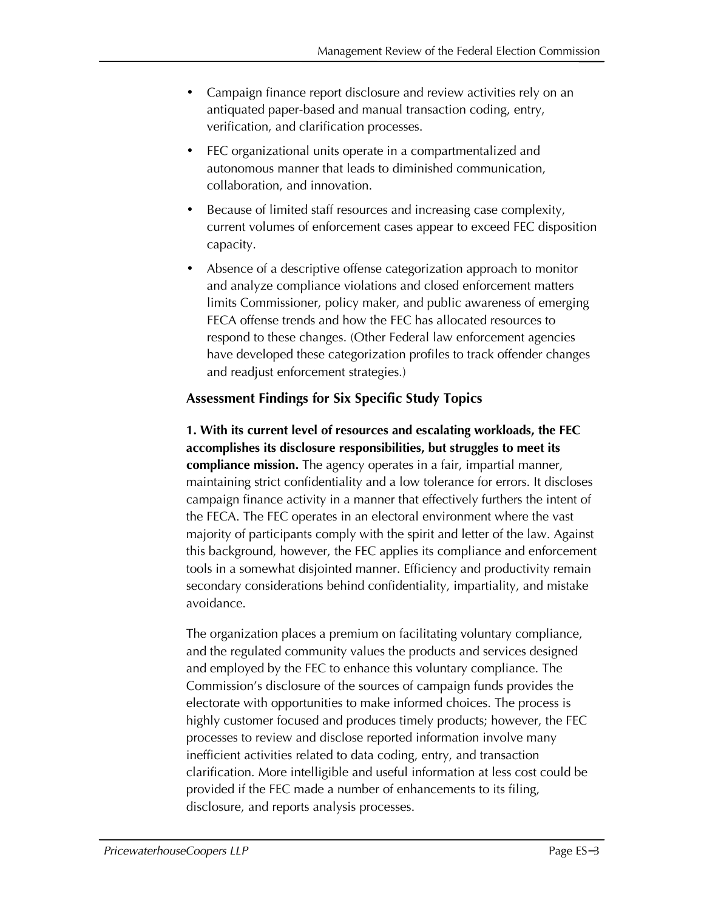- Campaign finance report disclosure and review activities rely on an antiquated paper-based and manual transaction coding, entry, verification, and clarification processes.
- FEC organizational units operate in a compartmentalized and autonomous manner that leads to diminished communication, collaboration, and innovation.
- Because of limited staff resources and increasing case complexity, current volumes of enforcement cases appear to exceed FEC disposition capacity.
- Absence of a descriptive offense categorization approach to monitor and analyze compliance violations and closed enforcement matters limits Commissioner, policy maker, and public awareness of emerging FECA offense trends and how the FEC has allocated resources to respond to these changes. (Other Federal law enforcement agencies have developed these categorization profiles to track offender changes and readjust enforcement strategies.)

### Assessment Findings for Six Specific Study Topics

**1. With its current level of resources and escalating workloads, the FEC accomplishes its disclosure responsibilities, but struggles to meet its compliance mission.** The agency operates in a fair, impartial manner, maintaining strict confidentiality and a low tolerance for errors. It discloses campaign finance activity in a manner that effectively furthers the intent of the FECA. The FEC operates in an electoral environment where the vast majority of participants comply with the spirit and letter of the law. Against this background, however, the FEC applies its compliance and enforcement tools in a somewhat disjointed manner. Efficiency and productivity remain secondary considerations behind confidentiality, impartiality, and mistake avoidance.

The organization places a premium on facilitating voluntary compliance, and the regulated community values the products and services designed and employed by the FEC to enhance this voluntary compliance. The Commission's disclosure of the sources of campaign funds provides the electorate with opportunities to make informed choices. The process is highly customer focused and produces timely products; however, the FEC processes to review and disclose reported information involve many inefficient activities related to data coding, entry, and transaction clarification. More intelligible and useful information at less cost could be provided if the FEC made a number of enhancements to its filing, disclosure, and reports analysis processes.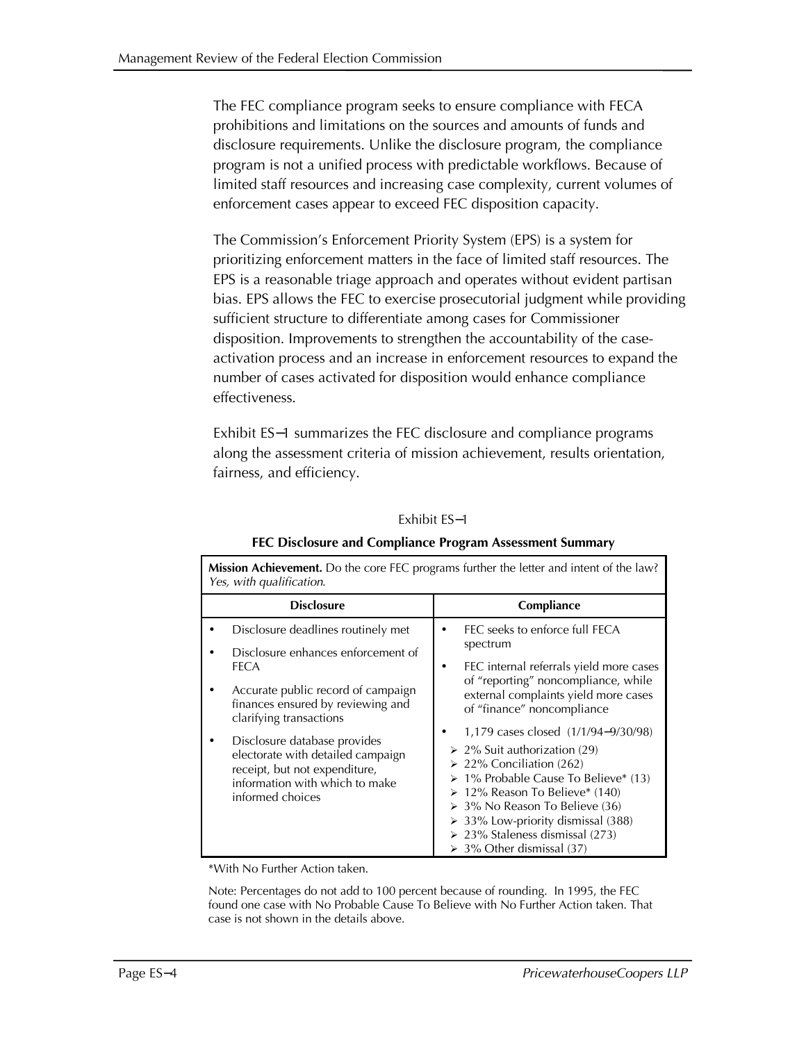The FEC compliance program seeks to ensure compliance with FECA prohibitions and limitations on the sources and amounts of funds and disclosure requirements. Unlike the disclosure program, the compliance program is not a unified process with predictable workflows. Because of limited staff resources and increasing case complexity, current volumes of enforcement cases appear to exceed FEC disposition capacity.

The Commission's Enforcement Priority System (EPS) is a system for prioritizing enforcement matters in the face of limited staff resources. The EPS is a reasonable triage approach and operates without evident partisan bias. EPS allows the FEC to exercise prosecutorial judgment while providing sufficient structure to differentiate among cases for Commissioner disposition. Improvements to strengthen the accountability of the case-activation process and an increase in enforcement resources to expand the number of cases activated for disposition would enhance compliance effectiveness.

Exhibit ES–1 summarizes the FEC disclosure and compliance programs along the assessment criteria of mission achievement, results orientation, fairness, and efficiency.

Exhibit ES–1

**FEC Disclosure and Compliance Program Assessment Summary**

| **Mission Achievement.** Do the core FEC programs further the letter and intent of the law? *Yes, with qualification.* | |
|---|---|
| **Disclosure** | **Compliance** |
| • Disclosure deadlines routinely met<br>• Disclosure enhances enforcement of FECA<br>• Accurate public record of campaign finances ensured by reviewing and clarifying transactions<br>• Disclosure database provides electorate with detailed campaign receipt, but not expenditure, information with which to make informed choices | • FEC seeks to enforce full FECA spectrum<br>• FEC internal referrals yield more cases of "reporting" noncompliance, while external complaints yield more cases of "finance" noncompliance<br>• 1,179 cases closed (1/1/94–9/30/98)<br>➢ 2% Suit authorization (29)<br>➢ 22% Conciliation (262)<br>➢ 1% Probable Cause To Believe* (13)<br>➢ 12% Reason To Believe* (140)<br>➢ 3% No Reason To Believe (36)<br>➢ 33% Low-priority dismissal (388)<br>➢ 23% Staleness dismissal (273)<br>➢ 3% Other dismissal (37) |

*With No Further Action taken.

Note: Percentages do not add to 100 percent because of rounding. In 1995, the FEC found one case with No Probable Cause To Believe with No Further Action taken. That case is not shown in the details above.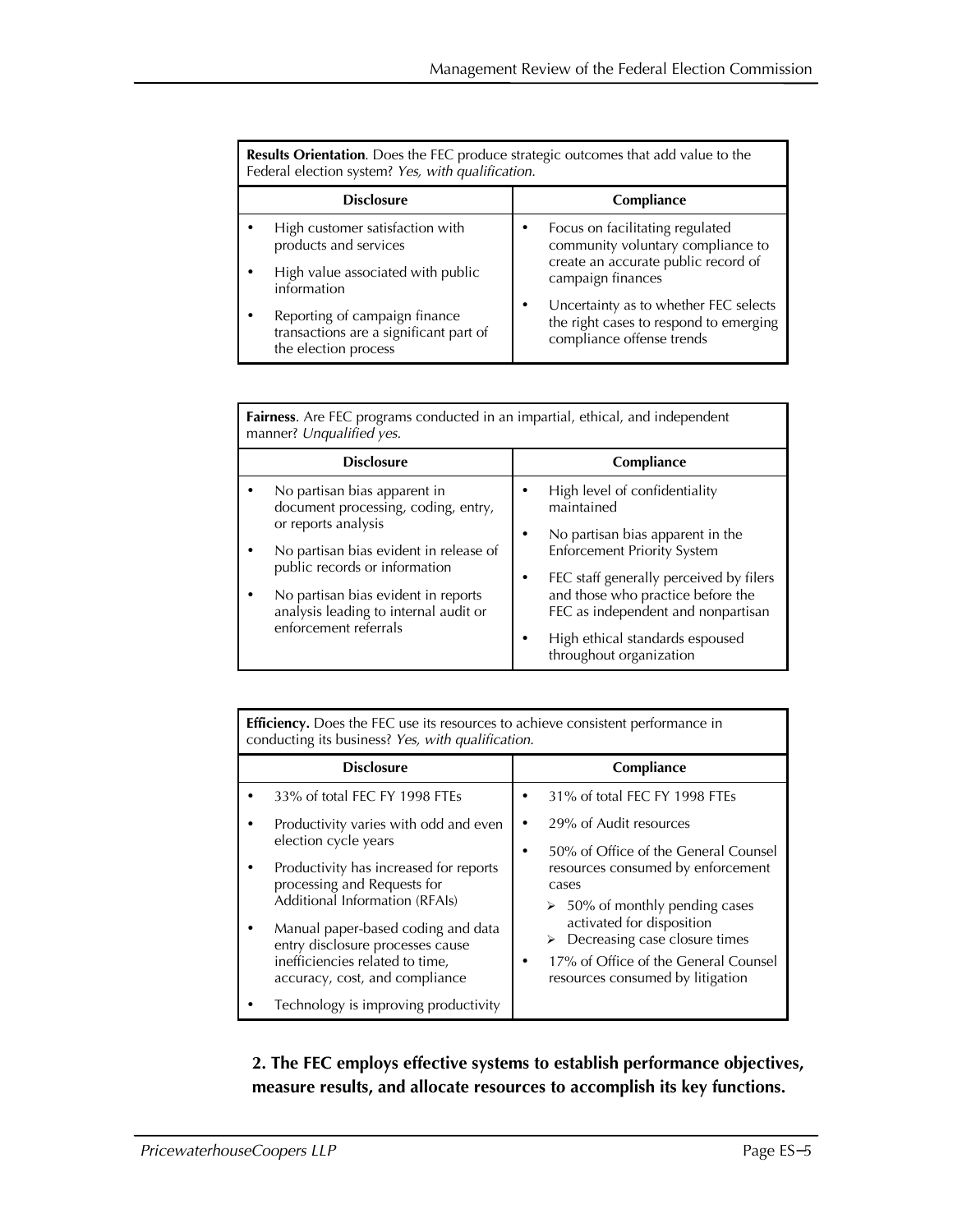| **Results Orientation**. Does the FEC produce strategic outcomes that add value to the Federal election system? *Yes, with qualification.* | |
|---|---|
| **Disclosure** | **Compliance** |
| • High customer satisfaction with products and services<br>• High value associated with public information<br>• Reporting of campaign finance transactions are a significant part of the election process | • Focus on facilitating regulated community voluntary compliance to create an accurate public record of campaign finances<br>• Uncertainty as to whether FEC selects the right cases to respond to emerging compliance offense trends |

| **Fairness**. Are FEC programs conducted in an impartial, ethical, and independent manner? *Unqualified yes.* | |
|---|---|
| **Disclosure** | **Compliance** |
| • No partisan bias apparent in document processing, coding, entry, or reports analysis<br>• No partisan bias evident in release of public records or information<br>• No partisan bias evident in reports analysis leading to internal audit or enforcement referrals | • High level of confidentiality maintained<br>• No partisan bias apparent in the Enforcement Priority System<br>• FEC staff generally perceived by filers and those who practice before the FEC as independent and nonpartisan<br>• High ethical standards espoused throughout organization |

| **Efficiency.** Does the FEC use its resources to achieve consistent performance in conducting its business? *Yes, with qualification.* | |
|---|---|
| **Disclosure** | **Compliance** |
| • 33% of total FEC FY 1998 FTEs<br>• Productivity varies with odd and even election cycle years<br>• Productivity has increased for reports processing and Requests for Additional Information (RFAIs)<br>• Manual paper-based coding and data entry disclosure processes cause inefficiencies related to time, accuracy, cost, and compliance<br>• Technology is improving productivity | • 31% of total FEC FY 1998 FTEs<br>• 29% of Audit resources<br>• 50% of Office of the General Counsel resources consumed by enforcement cases<br>  ➢ 50% of monthly pending cases activated for disposition<br>  ➢ Decreasing case closure times<br>• 17% of Office of the General Counsel resources consumed by litigation |

**2. The FEC employs effective systems to establish performance objectives, measure results, and allocate resources to accomplish its key functions.**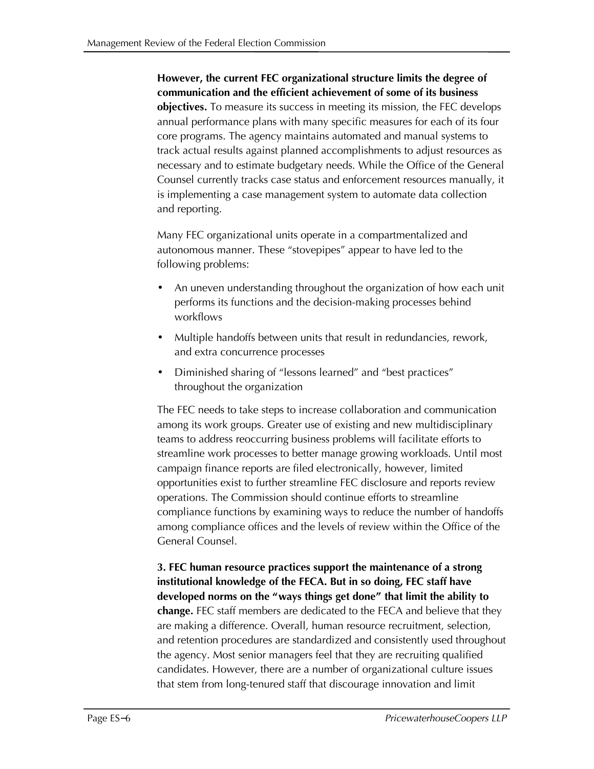**However, the current FEC organizational structure limits the degree of communication and the efficient achievement of some of its business objectives.** To measure its success in meeting its mission, the FEC develops annual performance plans with many specific measures for each of its four core programs. The agency maintains automated and manual systems to track actual results against planned accomplishments to adjust resources as necessary and to estimate budgetary needs. While the Office of the General Counsel currently tracks case status and enforcement resources manually, it is implementing a case management system to automate data collection and reporting.

Many FEC organizational units operate in a compartmentalized and autonomous manner. These "stovepipes" appear to have led to the following problems:

- An uneven understanding throughout the organization of how each unit performs its functions and the decision-making processes behind workflows
- Multiple handoffs between units that result in redundancies, rework, and extra concurrence processes
- Diminished sharing of "lessons learned" and "best practices" throughout the organization

The FEC needs to take steps to increase collaboration and communication among its work groups. Greater use of existing and new multidisciplinary teams to address reoccurring business problems will facilitate efforts to streamline work processes to better manage growing workloads. Until most campaign finance reports are filed electronically, however, limited opportunities exist to further streamline FEC disclosure and reports review operations. The Commission should continue efforts to streamline compliance functions by examining ways to reduce the number of handoffs among compliance offices and the levels of review within the Office of the General Counsel.

**3. FEC human resource practices support the maintenance of a strong institutional knowledge of the FECA. But in so doing, FEC staff have developed norms on the "ways things get done" that limit the ability to change.** FEC staff members are dedicated to the FECA and believe that they are making a difference. Overall, human resource recruitment, selection, and retention procedures are standardized and consistently used throughout the agency. Most senior managers feel that they are recruiting qualified candidates. However, there are a number of organizational culture issues that stem from long-tenured staff that discourage innovation and limit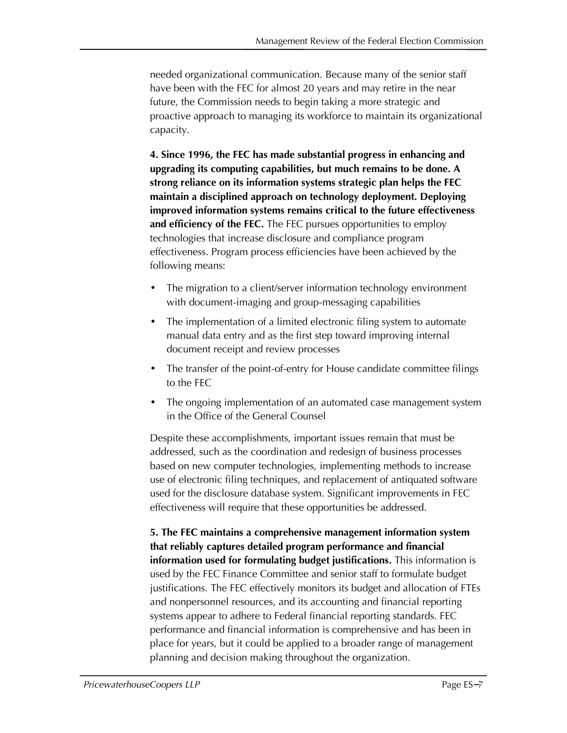needed organizational communication. Because many of the senior staff have been with the FEC for almost 20 years and may retire in the near future, the Commission needs to begin taking a more strategic and proactive approach to managing its workforce to maintain its organizational capacity.

**4. Since 1996, the FEC has made substantial progress in enhancing and upgrading its computing capabilities, but much remains to be done. A strong reliance on its information systems strategic plan helps the FEC maintain a disciplined approach on technology deployment. Deploying improved information systems remains critical to the future effectiveness and efficiency of the FEC.** The FEC pursues opportunities to employ technologies that increase disclosure and compliance program effectiveness. Program process efficiencies have been achieved by the following means:

- The migration to a client/server information technology environment with document-imaging and group-messaging capabilities
- The implementation of a limited electronic filing system to automate manual data entry and as the first step toward improving internal document receipt and review processes
- The transfer of the point-of-entry for House candidate committee filings to the FEC
- The ongoing implementation of an automated case management system in the Office of the General Counsel

Despite these accomplishments, important issues remain that must be addressed, such as the coordination and redesign of business processes based on new computer technologies, implementing methods to increase use of electronic filing techniques, and replacement of antiquated software used for the disclosure database system. Significant improvements in FEC effectiveness will require that these opportunities be addressed.

**5. The FEC maintains a comprehensive management information system that reliably captures detailed program performance and financial information used for formulating budget justifications.** This information is used by the FEC Finance Committee and senior staff to formulate budget justifications. The FEC effectively monitors its budget and allocation of FTEs and nonpersonnel resources, and its accounting and financial reporting systems appear to adhere to Federal financial reporting standards. FEC performance and financial information is comprehensive and has been in place for years, but it could be applied to a broader range of management planning and decision making throughout the organization.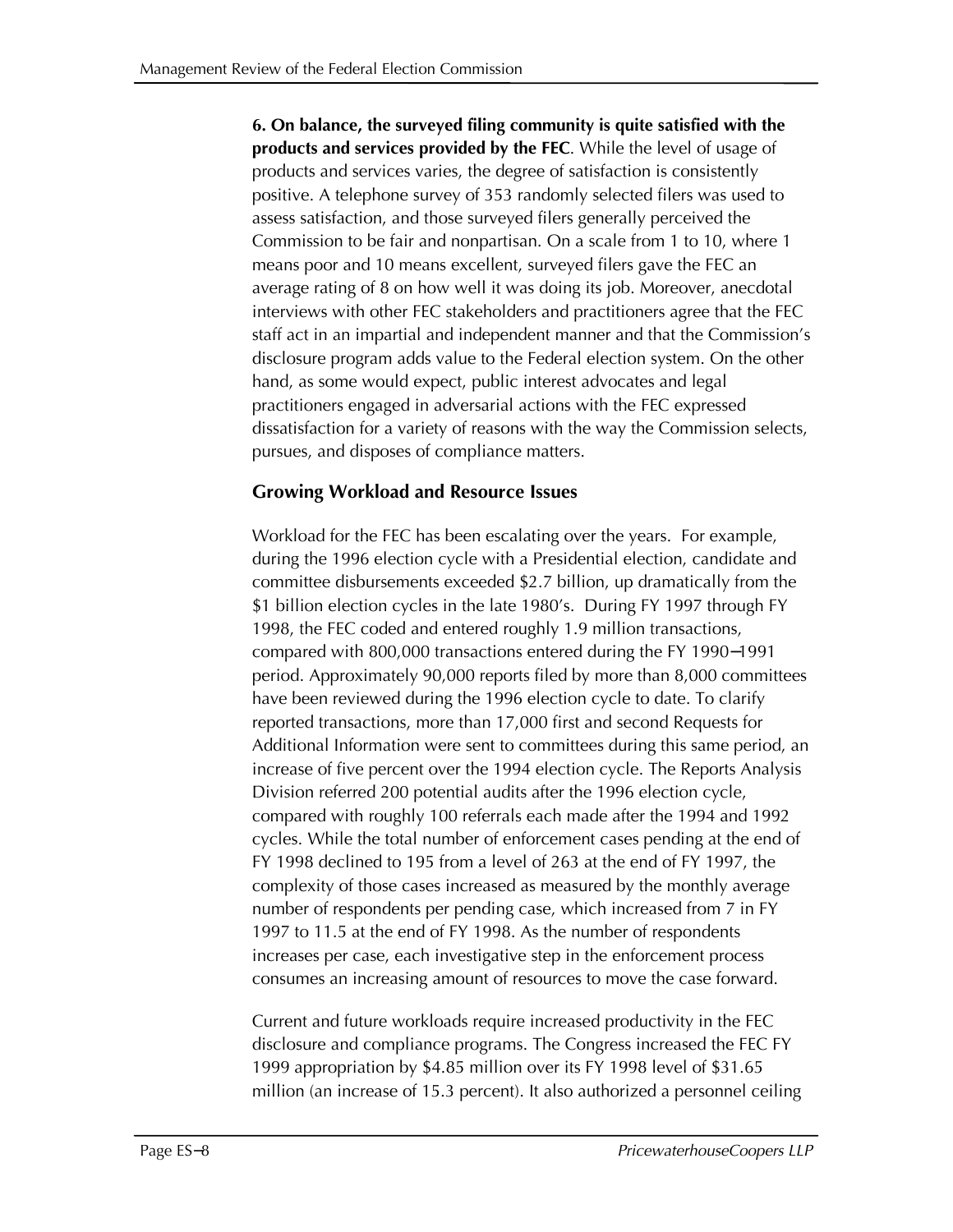**6. On balance, the surveyed filing community is quite satisfied with the products and services provided by the FEC**. While the level of usage of products and services varies, the degree of satisfaction is consistently positive. A telephone survey of 353 randomly selected filers was used to assess satisfaction, and those surveyed filers generally perceived the Commission to be fair and nonpartisan. On a scale from 1 to 10, where 1 means poor and 10 means excellent, surveyed filers gave the FEC an average rating of 8 on how well it was doing its job. Moreover, anecdotal interviews with other FEC stakeholders and practitioners agree that the FEC staff act in an impartial and independent manner and that the Commission's disclosure program adds value to the Federal election system. On the other hand, as some would expect, public interest advocates and legal practitioners engaged in adversarial actions with the FEC expressed dissatisfaction for a variety of reasons with the way the Commission selects, pursues, and disposes of compliance matters.

## Growing Workload and Resource Issues

Workload for the FEC has been escalating over the years. For example, during the 1996 election cycle with a Presidential election, candidate and committee disbursements exceeded $2.7 billion, up dramatically from the $1 billion election cycles in the late 1980's. During FY 1997 through FY 1998, the FEC coded and entered roughly 1.9 million transactions, compared with 800,000 transactions entered during the FY 1990–1991 period. Approximately 90,000 reports filed by more than 8,000 committees have been reviewed during the 1996 election cycle to date. To clarify reported transactions, more than 17,000 first and second Requests for Additional Information were sent to committees during this same period, an increase of five percent over the 1994 election cycle. The Reports Analysis Division referred 200 potential audits after the 1996 election cycle, compared with roughly 100 referrals each made after the 1994 and 1992 cycles. While the total number of enforcement cases pending at the end of FY 1998 declined to 195 from a level of 263 at the end of FY 1997, the complexity of those cases increased as measured by the monthly average number of respondents per pending case, which increased from 7 in FY 1997 to 11.5 at the end of FY 1998. As the number of respondents increases per case, each investigative step in the enforcement process consumes an increasing amount of resources to move the case forward.

Current and future workloads require increased productivity in the FEC disclosure and compliance programs. The Congress increased the FEC FY 1999 appropriation by $4.85 million over its FY 1998 level of $31.65 million (an increase of 15.3 percent). It also authorized a personnel ceiling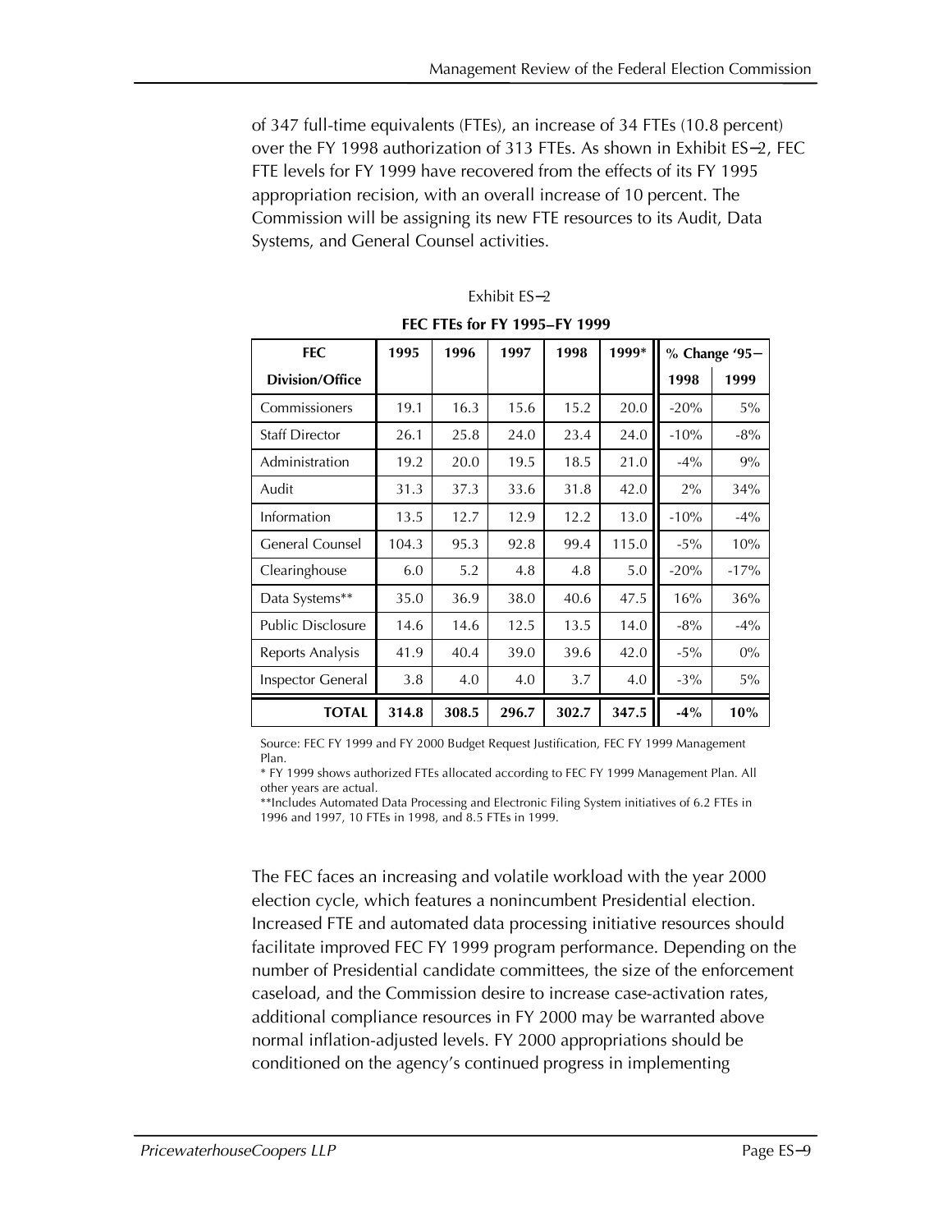of 347 full-time equivalents (FTEs), an increase of 34 FTEs (10.8 percent) over the FY 1998 authorization of 313 FTEs. As shown in Exhibit ES–2, FEC FTE levels for FY 1999 have recovered from the effects of its FY 1995 appropriation recision, with an overall increase of 10 percent. The Commission will be assigning its new FTE resources to its Audit, Data Systems, and General Counsel activities.

Exhibit ES–2

**FEC FTEs for FY 1995–FY 1999**

| FEC Division/Office | 1995 | 1996 | 1997 | 1998 | 1999* | % Change '95– 1998 | % Change '95– 1999 |
|---|---|---|---|---|---|---|---|
| Commissioners | 19.1 | 16.3 | 15.6 | 15.2 | 20.0 | -20% | 5% |
| Staff Director | 26.1 | 25.8 | 24.0 | 23.4 | 24.0 | -10% | -8% |
| Administration | 19.2 | 20.0 | 19.5 | 18.5 | 21.0 | -4% | 9% |
| Audit | 31.3 | 37.3 | 33.6 | 31.8 | 42.0 | 2% | 34% |
| Information | 13.5 | 12.7 | 12.9 | 12.2 | 13.0 | -10% | -4% |
| General Counsel | 104.3 | 95.3 | 92.8 | 99.4 | 115.0 | -5% | 10% |
| Clearinghouse | 6.0 | 5.2 | 4.8 | 4.8 | 5.0 | -20% | -17% |
| Data Systems** | 35.0 | 36.9 | 38.0 | 40.6 | 47.5 | 16% | 36% |
| Public Disclosure | 14.6 | 14.6 | 12.5 | 13.5 | 14.0 | -8% | -4% |
| Reports Analysis | 41.9 | 40.4 | 39.0 | 39.6 | 42.0 | -5% | 0% |
| Inspector General | 3.8 | 4.0 | 4.0 | 3.7 | 4.0 | -3% | 5% |
| **TOTAL** | **314.8** | **308.5** | **296.7** | **302.7** | **347.5** | **-4%** | **10%** |

Source: FEC FY 1999 and FY 2000 Budget Request Justification, FEC FY 1999 Management Plan.

* FY 1999 shows authorized FTEs allocated according to FEC FY 1999 Management Plan. All other years are actual.

**Includes Automated Data Processing and Electronic Filing System initiatives of 6.2 FTEs in 1996 and 1997, 10 FTEs in 1998, and 8.5 FTEs in 1999.

The FEC faces an increasing and volatile workload with the year 2000 election cycle, which features a nonincumbent Presidential election. Increased FTE and automated data processing initiative resources should facilitate improved FEC FY 1999 program performance. Depending on the number of Presidential candidate committees, the size of the enforcement caseload, and the Commission desire to increase case-activation rates, additional compliance resources in FY 2000 may be warranted above normal inflation-adjusted levels. FY 2000 appropriations should be conditioned on the agency's continued progress in implementing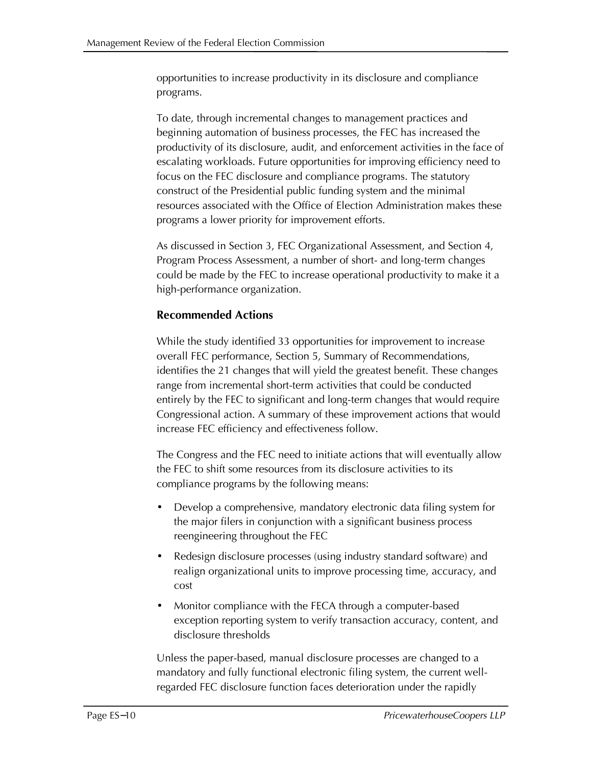opportunities to increase productivity in its disclosure and compliance programs.

To date, through incremental changes to management practices and beginning automation of business processes, the FEC has increased the productivity of its disclosure, audit, and enforcement activities in the face of escalating workloads. Future opportunities for improving efficiency need to focus on the FEC disclosure and compliance programs. The statutory construct of the Presidential public funding system and the minimal resources associated with the Office of Election Administration makes these programs a lower priority for improvement efforts.

As discussed in Section 3, FEC Organizational Assessment, and Section 4, Program Process Assessment, a number of short- and long-term changes could be made by the FEC to increase operational productivity to make it a high-performance organization.

### Recommended Actions

While the study identified 33 opportunities for improvement to increase overall FEC performance, Section 5, Summary of Recommendations, identifies the 21 changes that will yield the greatest benefit. These changes range from incremental short-term activities that could be conducted entirely by the FEC to significant and long-term changes that would require Congressional action. A summary of these improvement actions that would increase FEC efficiency and effectiveness follow.

The Congress and the FEC need to initiate actions that will eventually allow the FEC to shift some resources from its disclosure activities to its compliance programs by the following means:

- Develop a comprehensive, mandatory electronic data filing system for the major filers in conjunction with a significant business process reengineering throughout the FEC
- Redesign disclosure processes (using industry standard software) and realign organizational units to improve processing time, accuracy, and cost
- Monitor compliance with the FECA through a computer-based exception reporting system to verify transaction accuracy, content, and disclosure thresholds

Unless the paper-based, manual disclosure processes are changed to a mandatory and fully functional electronic filing system, the current well-regarded FEC disclosure function faces deterioration under the rapidly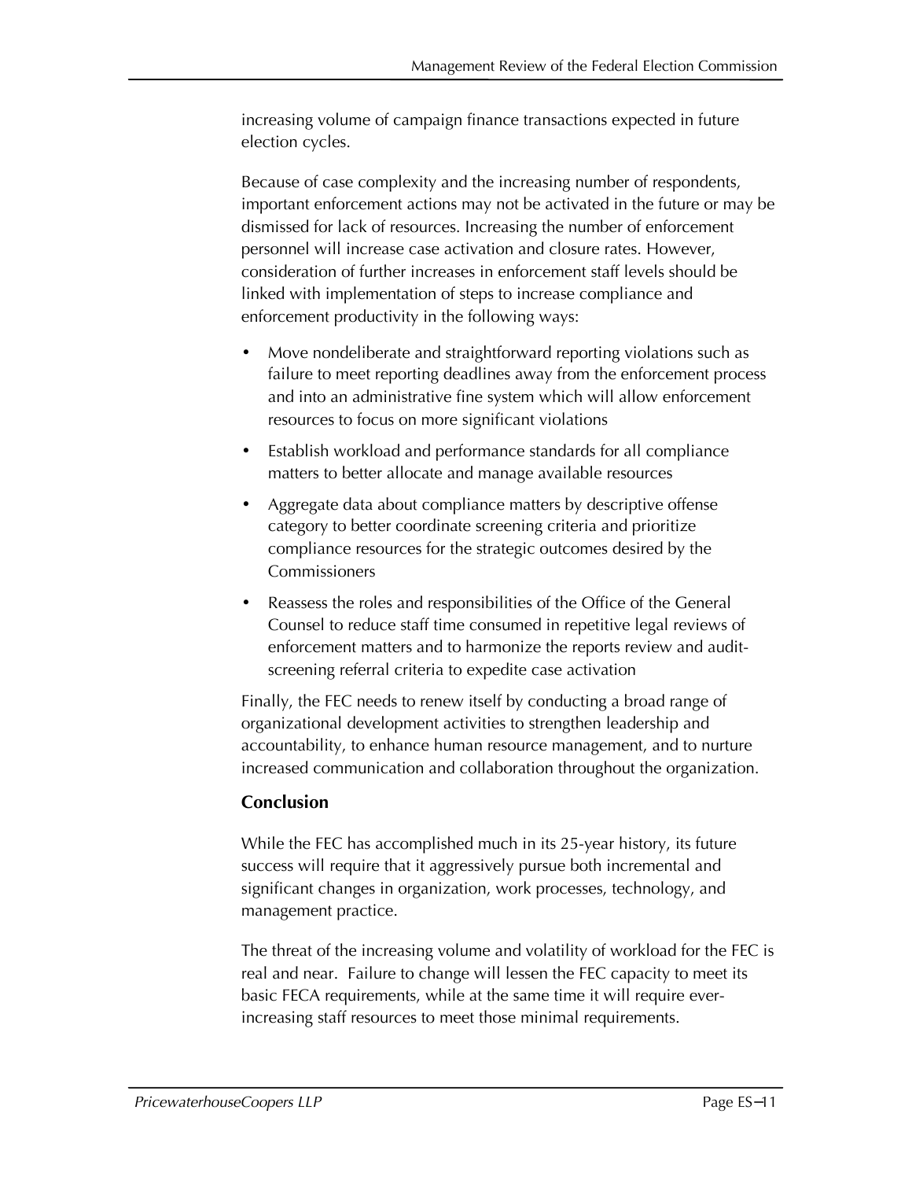increasing volume of campaign finance transactions expected in future election cycles.

Because of case complexity and the increasing number of respondents, important enforcement actions may not be activated in the future or may be dismissed for lack of resources. Increasing the number of enforcement personnel will increase case activation and closure rates. However, consideration of further increases in enforcement staff levels should be linked with implementation of steps to increase compliance and enforcement productivity in the following ways:

- Move nondeliberate and straightforward reporting violations such as failure to meet reporting deadlines away from the enforcement process and into an administrative fine system which will allow enforcement resources to focus on more significant violations
- Establish workload and performance standards for all compliance matters to better allocate and manage available resources
- Aggregate data about compliance matters by descriptive offense category to better coordinate screening criteria and prioritize compliance resources for the strategic outcomes desired by the Commissioners
- Reassess the roles and responsibilities of the Office of the General Counsel to reduce staff time consumed in repetitive legal reviews of enforcement matters and to harmonize the reports review and audit-screening referral criteria to expedite case activation

Finally, the FEC needs to renew itself by conducting a broad range of organizational development activities to strengthen leadership and accountability, to enhance human resource management, and to nurture increased communication and collaboration throughout the organization.

### Conclusion

While the FEC has accomplished much in its 25-year history, its future success will require that it aggressively pursue both incremental and significant changes in organization, work processes, technology, and management practice.

The threat of the increasing volume and volatility of workload for the FEC is real and near. Failure to change will lessen the FEC capacity to meet its basic FECA requirements, while at the same time it will require ever-increasing staff resources to meet those minimal requirements.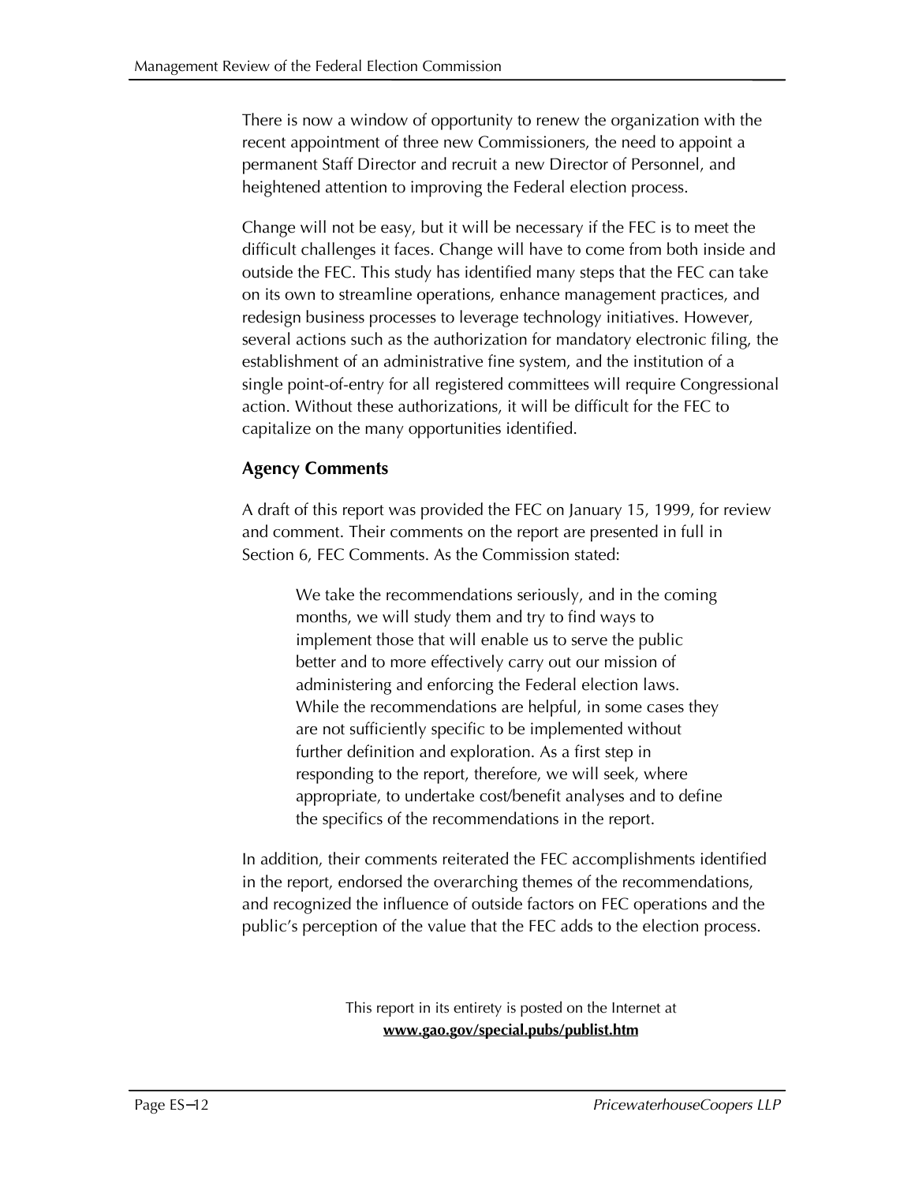There is now a window of opportunity to renew the organization with the recent appointment of three new Commissioners, the need to appoint a permanent Staff Director and recruit a new Director of Personnel, and heightened attention to improving the Federal election process.

Change will not be easy, but it will be necessary if the FEC is to meet the difficult challenges it faces. Change will have to come from both inside and outside the FEC. This study has identified many steps that the FEC can take on its own to streamline operations, enhance management practices, and redesign business processes to leverage technology initiatives. However, several actions such as the authorization for mandatory electronic filing, the establishment of an administrative fine system, and the institution of a single point-of-entry for all registered committees will require Congressional action. Without these authorizations, it will be difficult for the FEC to capitalize on the many opportunities identified.

### Agency Comments

A draft of this report was provided the FEC on January 15, 1999, for review and comment. Their comments on the report are presented in full in Section 6, FEC Comments. As the Commission stated:

> We take the recommendations seriously, and in the coming months, we will study them and try to find ways to implement those that will enable us to serve the public better and to more effectively carry out our mission of administering and enforcing the Federal election laws. While the recommendations are helpful, in some cases they are not sufficiently specific to be implemented without further definition and exploration. As a first step in responding to the report, therefore, we will seek, where appropriate, to undertake cost/benefit analyses and to define the specifics of the recommendations in the report.

In addition, their comments reiterated the FEC accomplishments identified in the report, endorsed the overarching themes of the recommendations, and recognized the influence of outside factors on FEC operations and the public's perception of the value that the FEC adds to the election process.

This report in its entirety is posted on the Internet at
**www.gao.gov/special.pubs/publist.htm**